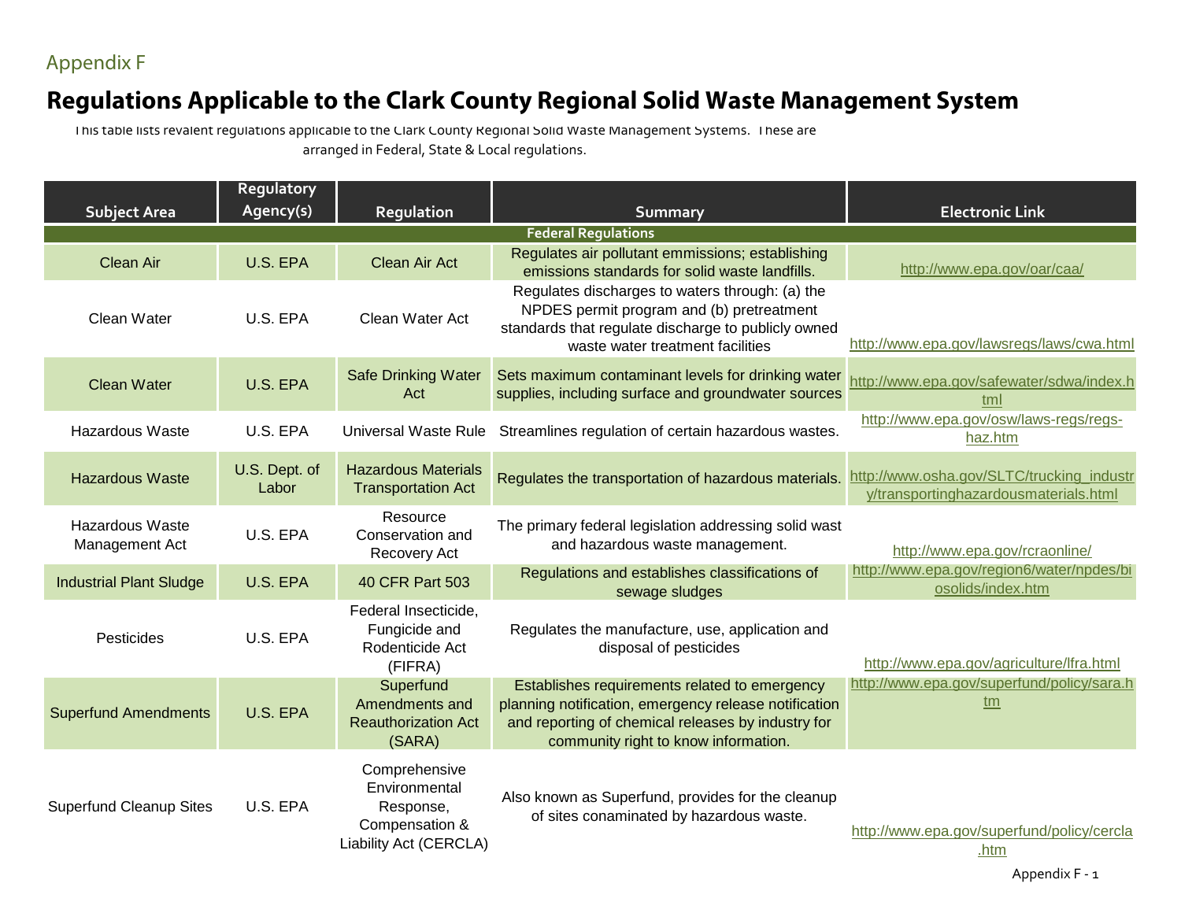Appendix F

# Regulations Applicable to the Clark County Regional Solid Waste Management System

This table lists revalent regulations applicable to the Clark County Regional Solid Waste Management Systems. These are arranged in Federal, State & Local regulations.

| Subject Area | Regulatory Agency(s) | Regulation | Summary | Electronic Link |
|---|---|---|---|---|
| **Federal Regulations** | | | | |
| Clean Air | U.S. EPA | Clean Air Act | Regulates air pollutant emmissions; establishing emissions standards for solid waste landfills. | http://www.epa.gov/oar/caa/ |
| Clean Water | U.S. EPA | Clean Water Act | Regulates discharges to waters through: (a) the NPDES permit program and (b) pretreatment standards that regulate discharge to publicly owned waste water treatment facilities | http://www.epa.gov/lawsregs/laws/cwa.html |
| Clean Water | U.S. EPA | Safe Drinking Water Act | Sets maximum contaminant levels for drinking water supplies, including surface and groundwater sources | http://www.epa.gov/safewater/sdwa/index.html |
| Hazardous Waste | U.S. EPA | Universal Waste Rule | Streamlines regulation of certain hazardous wastes. | http://www.epa.gov/osw/laws-regs/regs-haz.htm |
| Hazardous Waste | U.S. Dept. of Labor | Hazardous Materials Transportation Act | Regulates the transportation of hazardous materials. | http://www.osha.gov/SLTC/trucking_industry/transportinghazardousmaterials.html |
| Hazardous Waste Management Act | U.S. EPA | Resource Conservation and Recovery Act | The primary federal legislation addressing solid wast and hazardous waste management. | http://www.epa.gov/rcraonline/ |
| Industrial Plant Sludge | U.S. EPA | 40 CFR Part 503 | Regulations and establishes classifications of sewage sludges | http://www.epa.gov/region6/water/npdes/biosolids/index.htm |
| Pesticides | U.S. EPA | Federal Insecticide, Fungicide and Rodenticide Act (FIFRA) | Regulates the manufacture, use, application and disposal of pesticides | http://www.epa.gov/agriculture/lfra.html |
| Superfund Amendments | U.S. EPA | Superfund Amendments and Reauthorization Act (SARA) | Establishes requirements related to emergency planning notification, emergency release notification and reporting of chemical releases by industry for community right to know information. | http://www.epa.gov/superfund/policy/sara.htm |
| Superfund Cleanup Sites | U.S. EPA | Comprehensive Environmental Response, Compensation & Liability Act (CERCLA) | Also known as Superfund, provides for the cleanup of sites conaminated by hazardous waste. | http://www.epa.gov/superfund/policy/cercla.htm |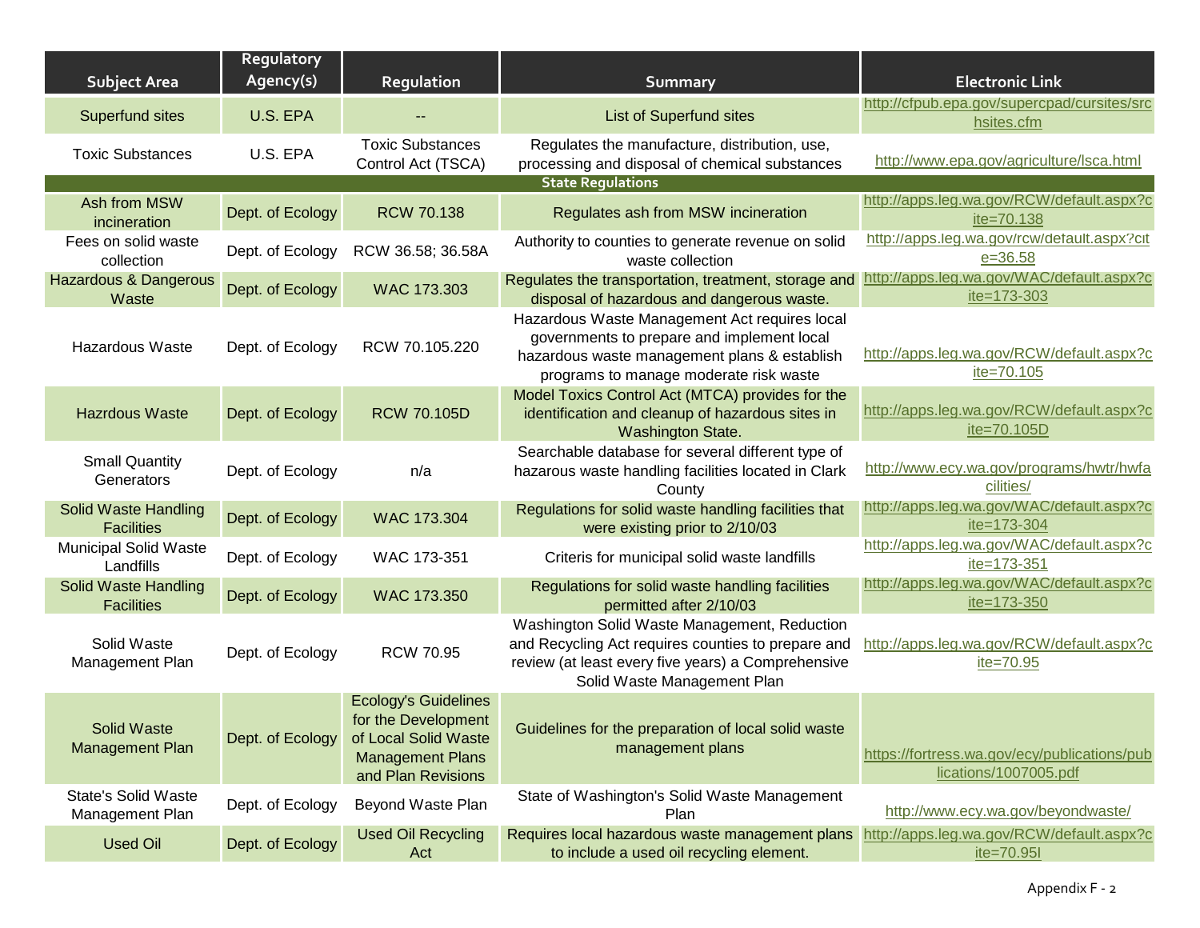| Subject Area | Regulatory Agency(s) | Regulation | Summary | Electronic Link |
|---|---|---|---|---|
| Superfund sites | U.S. EPA | -- | List of Superfund sites | http://cfpub.epa.gov/supercpad/cursites/srchsites.cfm |
| Toxic Substances | U.S. EPA | Toxic Substances Control Act (TSCA) | Regulates the manufacture, distribution, use, processing and disposal of chemical substances | http://www.epa.gov/agriculture/lsca.html |
| **State Regulations** | | | | |
| Ash from MSW incineration | Dept. of Ecology | RCW 70.138 | Regulates ash from MSW incineration | http://apps.leg.wa.gov/RCW/default.aspx?cite=70.138 |
| Fees on solid waste collection | Dept. of Ecology | RCW 36.58; 36.58A | Authority to counties to generate revenue on solid waste collection | http://apps.leg.wa.gov/rcw/default.aspx?cite=36.58 |
| Hazardous & Dangerous Waste | Dept. of Ecology | WAC 173.303 | Regulates the transportation, treatment, storage and disposal of hazardous and dangerous waste. | http://apps.leg.wa.gov/WAC/default.aspx?cite=173-303 |
| Hazardous Waste | Dept. of Ecology | RCW 70.105.220 | Hazardous Waste Management Act requires local governments to prepare and implement local hazardous waste management plans & establish programs to manage moderate risk waste | http://apps.leg.wa.gov/RCW/default.aspx?cite=70.105 |
| Hazrdous Waste | Dept. of Ecology | RCW 70.105D | Model Toxics Control Act (MTCA) provides for the identification and cleanup of hazardous sites in Washington State. | http://apps.leg.wa.gov/RCW/default.aspx?cite=70.105D |
| Small Quantity Generators | Dept. of Ecology | n/a | Searchable database for several different type of hazarous waste handling facilities located in Clark County | http://www.ecy.wa.gov/programs/hwtr/hwfacilities/ |
| Solid Waste Handling Facilities | Dept. of Ecology | WAC 173.304 | Regulations for solid waste handling facilities that were existing prior to 2/10/03 | http://apps.leg.wa.gov/WAC/default.aspx?cite=173-304 |
| Municipal Solid Waste Landfills | Dept. of Ecology | WAC 173-351 | Criteris for municipal solid waste landfills | http://apps.leg.wa.gov/WAC/default.aspx?cite=173-351 |
| Solid Waste Handling Facilities | Dept. of Ecology | WAC 173.350 | Regulations for solid waste handling facilities permitted after 2/10/03 | http://apps.leg.wa.gov/WAC/default.aspx?cite=173-350 |
| Solid Waste Management Plan | Dept. of Ecology | RCW 70.95 | Washington Solid Waste Management, Reduction and Recycling Act requires counties to prepare and review (at least every five years) a Comprehensive Solid Waste Management Plan | http://apps.leg.wa.gov/RCW/default.aspx?cite=70.95 |
| Solid Waste Management Plan | Dept. of Ecology | Ecology's Guidelines for the Development of Local Solid Waste Management Plans and Plan Revisions | Guidelines for the preparation of local solid waste management plans | https://fortress.wa.gov/ecy/publications/publications/1007005.pdf |
| State's Solid Waste Management Plan | Dept. of Ecology | Beyond Waste Plan | State of Washington's Solid Waste Management Plan | http://www.ecy.wa.gov/beyondwaste/ |
| Used Oil | Dept. of Ecology | Used Oil Recycling Act | Requires local hazardous waste management plans to include a used oil recycling element. | http://apps.leg.wa.gov/RCW/default.aspx?cite=70.95I |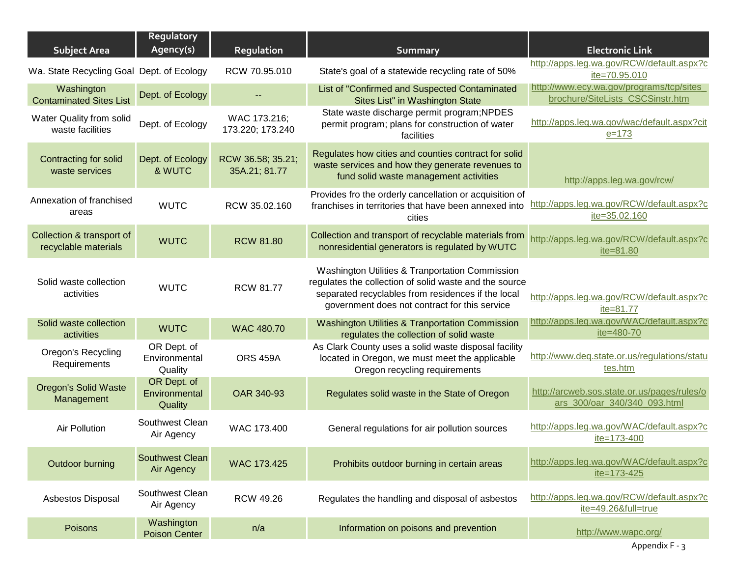| Subject Area | Regulatory Agency(s) | Regulation | Summary | Electronic Link |
|---|---|---|---|---|
| Wa. State Recycling Goal | Dept. of Ecology | RCW 70.95.010 | State's goal of a statewide recycling rate of 50% | http://apps.leg.wa.gov/RCW/default.aspx?cite=70.95.010 |
| Washington Contaminated Sites List | Dept. of Ecology | -- | List of "Confirmed and Suspected Contaminated Sites List" in Washington State | http://www.ecy.wa.gov/programs/tcp/sites_brochure/SiteLists_CSCSinstr.htm |
| Water Quality from solid waste facilities | Dept. of Ecology | WAC 173.216; 173.220; 173.240 | State waste discharge permit program;NPDES permit program; plans for construction of water facilities | http://apps.leg.wa.gov/wac/default.aspx?cite=173 |
| Contracting for solid waste services | Dept. of Ecology & WUTC | RCW 36.58; 35.21; 35A.21; 81.77 | Regulates how cities and counties contract for solid waste services and how they generate revenues to fund solid waste management activities | http://apps.leg.wa.gov/rcw/ |
| Annexation of franchised areas | WUTC | RCW 35.02.160 | Provides fro the orderly cancellation or acquisition of franchises in territories that have been annexed into cities | http://apps.leg.wa.gov/RCW/default.aspx?cite=35.02.160 |
| Collection & transport of recyclable materials | WUTC | RCW 81.80 | Collection and transport of recyclable materials from nonresidential generators is regulated by WUTC | http://apps.leg.wa.gov/RCW/default.aspx?cite=81.80 |
| Solid waste collection activities | WUTC | RCW 81.77 | Washington Utilities & Tranportation Commission regulates the collection of solid waste and the source separated recyclables from residences if the local government does not contract for this service | http://apps.leg.wa.gov/RCW/default.aspx?cite=81.77 |
| Solid waste collection activities | WUTC | WAC 480.70 | Washington Utilities & Tranportation Commission regulates the collection of solid waste | http://apps.leg.wa.gov/WAC/default.aspx?cite=480-70 |
| Oregon's Recycling Requirements | OR Dept. of Environmental Quality | ORS 459A | As Clark County uses a solid waste disposal facility located in Oregon, we must meet the applicable Oregon recycling requirements | http://www.deq.state.or.us/regulations/statutes.htm |
| Oregon's Solid Waste Management | OR Dept. of Environmental Quality | OAR 340-93 | Regulates solid waste in the State of Oregon | http://arcweb.sos.state.or.us/pages/rules/oars_300/oar_340/340_093.html |
| Air Pollution | Southwest Clean Air Agency | WAC 173.400 | General regulations for air pollution sources | http://apps.leg.wa.gov/WAC/default.aspx?cite=173-400 |
| Outdoor burning | Southwest Clean Air Agency | WAC 173.425 | Prohibits outdoor burning in certain areas | http://apps.leg.wa.gov/WAC/default.aspx?cite=173-425 |
| Asbestos Disposal | Southwest Clean Air Agency | RCW 49.26 | Regulates the handling and disposal of asbestos | http://apps.leg.wa.gov/RCW/default.aspx?cite=49.26&full=true |
| Poisons | Washington Poison Center | n/a | Information on poisons and prevention | http://www.wapc.org/ |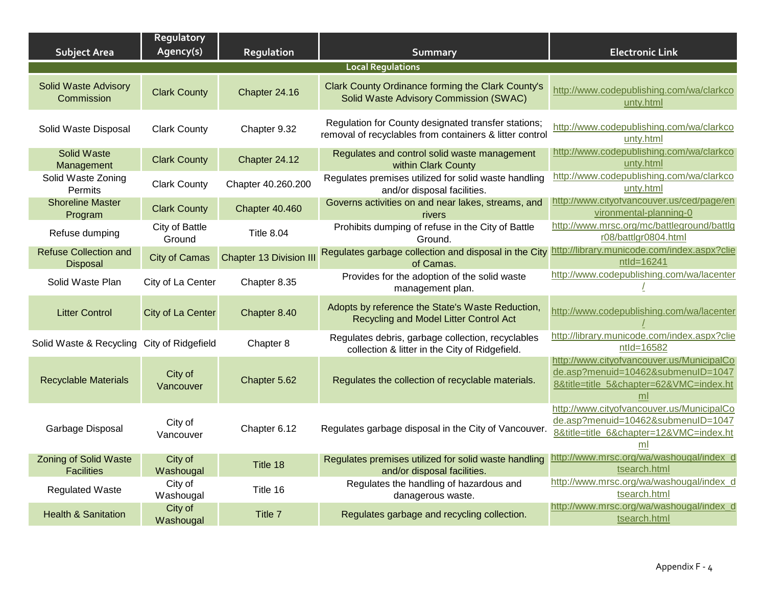| Subject Area | Regulatory Agency(s) | Regulation | Summary | Electronic Link |
|---|---|---|---|---|
| **Local Regulations** | | | | |
| Solid Waste Advisory Commission | Clark County | Chapter 24.16 | Clark County Ordinance forming the Clark County's Solid Waste Advisory Commission (SWAC) | http://www.codepublishing.com/wa/clarkcounty.html |
| Solid Waste Disposal | Clark County | Chapter 9.32 | Regulation for County designated transfer stations; removal of recyclables from containers & litter control | http://www.codepublishing.com/wa/clarkcounty.html |
| Solid Waste Management | Clark County | Chapter 24.12 | Regulates and control solid waste management within Clark County | http://www.codepublishing.com/wa/clarkcounty.html |
| Solid Waste Zoning Permits | Clark County | Chapter 40.260.200 | Regulates premises utilized for solid waste handling and/or disposal facilities. | http://www.codepublishing.com/wa/clarkcounty.html |
| Shoreline Master Program | Clark County | Chapter 40.460 | Governs activities on and near lakes, streams, and rivers | http://www.cityofvancouver.us/ced/page/environmental-planning-0 |
| Refuse dumping | City of Battle Ground | Title 8.04 | Prohibits dumping of refuse in the City of Battle Ground. | http://www.mrsc.org/mc/battleground/battlgr08/battlgr0804.html |
| Refuse Collection and Disposal | City of Camas | Chapter 13 Division III | Regulates garbage collection and disposal in the City of Camas. | http://library.municode.com/index.aspx?clientId=16241 |
| Solid Waste Plan | City of La Center | Chapter 8.35 | Provides for the adoption of the solid waste management plan. | http://www.codepublishing.com/wa/lacenter/ |
| Litter Control | City of La Center | Chapter 8.40 | Adopts by reference the State's Waste Reduction, Recycling and Model Litter Control Act | http://www.codepublishing.com/wa/lacenter/ |
| Solid Waste & Recycling | City of Ridgefield | Chapter 8 | Regulates debris, garbage collection, recyclables collection & litter in the City of Ridgefield. | http://library.municode.com/index.aspx?clientId=16582 |
| Recyclable Materials | City of Vancouver | Chapter 5.62 | Regulates the collection of recyclable materials. | http://www.cityofvancouver.us/MunicipalCode.asp?menuid=10462&submenuID=10478&title=title_5&chapter=62&VMC=index.html |
| Garbage Disposal | City of Vancouver | Chapter 6.12 | Regulates garbage disposal in the City of Vancouver. | http://www.cityofvancouver.us/MunicipalCode.asp?menuid=10462&submenuID=10478&title=title_6&chapter=12&VMC=index.html |
| Zoning of Solid Waste Facilities | City of Washougal | Title 18 | Regulates premises utilized for solid waste handling and/or disposal facilities. | http://www.mrsc.org/wa/washougal/index_dtsearch.html |
| Regulated Waste | City of Washougal | Title 16 | Regulates the handling of hazardous and danagerous waste. | http://www.mrsc.org/wa/washougal/index_dtsearch.html |
| Health & Sanitation | City of Washougal | Title 7 | Regulates garbage and recycling collection. | http://www.mrsc.org/wa/washougal/index_dtsearch.html |